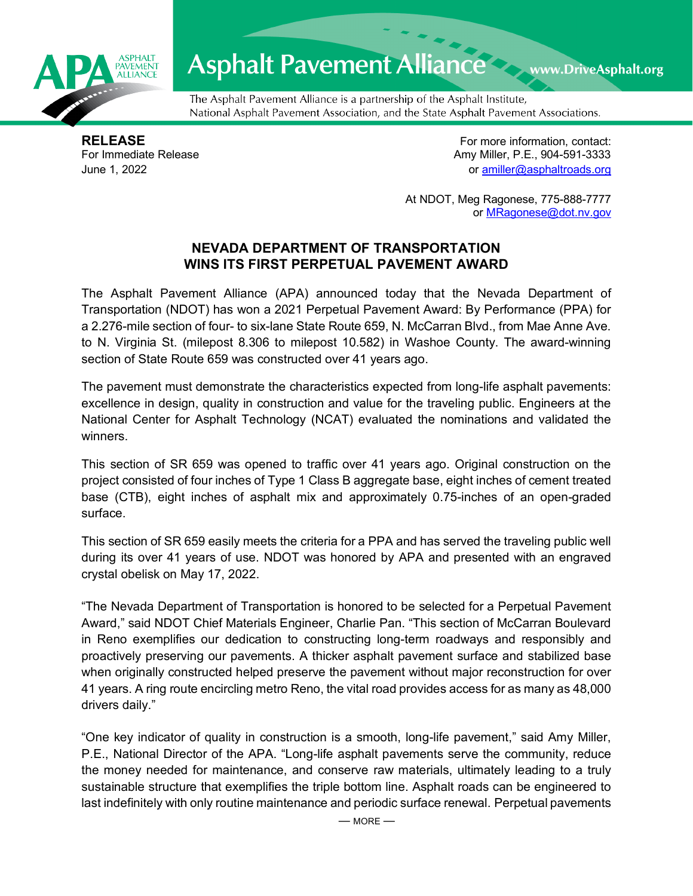# Asphalt Pavement Alliance

www.DriveAsphalt.org

The Asphalt Pavement Alliance is a partnership of the Asphalt Institute, National Asphalt Pavement Association, and the State Asphalt Pavement Associations.

**RELEASE**
For Immediate Release
June 1, 2022

For more information, contact:
Amy Miller, P.E., 904-591-3333
or amiller@asphaltroads.org

At NDOT, Meg Ragonese, 775-888-7777
or MRagonese@dot.nv.gov

## NEVADA DEPARTMENT OF TRANSPORTATION WINS ITS FIRST PERPETUAL PAVEMENT AWARD

The Asphalt Pavement Alliance (APA) announced today that the Nevada Department of Transportation (NDOT) has won a 2021 Perpetual Pavement Award: By Performance (PPA) for a 2.276-mile section of four- to six-lane State Route 659, N. McCarran Blvd., from Mae Anne Ave. to N. Virginia St. (milepost 8.306 to milepost 10.582) in Washoe County. The award-winning section of State Route 659 was constructed over 41 years ago.

The pavement must demonstrate the characteristics expected from long-life asphalt pavements: excellence in design, quality in construction and value for the traveling public. Engineers at the National Center for Asphalt Technology (NCAT) evaluated the nominations and validated the winners.

This section of SR 659 was opened to traffic over 41 years ago. Original construction on the project consisted of four inches of Type 1 Class B aggregate base, eight inches of cement treated base (CTB), eight inches of asphalt mix and approximately 0.75-inches of an open-graded surface.

This section of SR 659 easily meets the criteria for a PPA and has served the traveling public well during its over 41 years of use. NDOT was honored by APA and presented with an engraved crystal obelisk on May 17, 2022.

"The Nevada Department of Transportation is honored to be selected for a Perpetual Pavement Award," said NDOT Chief Materials Engineer, Charlie Pan. "This section of McCarran Boulevard in Reno exemplifies our dedication to constructing long-term roadways and responsibly and proactively preserving our pavements. A thicker asphalt pavement surface and stabilized base when originally constructed helped preserve the pavement without major reconstruction for over 41 years. A ring route encircling metro Reno, the vital road provides access for as many as 48,000 drivers daily."

"One key indicator of quality in construction is a smooth, long-life pavement," said Amy Miller, P.E., National Director of the APA. "Long-life asphalt pavements serve the community, reduce the money needed for maintenance, and conserve raw materials, ultimately leading to a truly sustainable structure that exemplifies the triple bottom line. Asphalt roads can be engineered to last indefinitely with only routine maintenance and periodic surface renewal. Perpetual pavements

— MORE —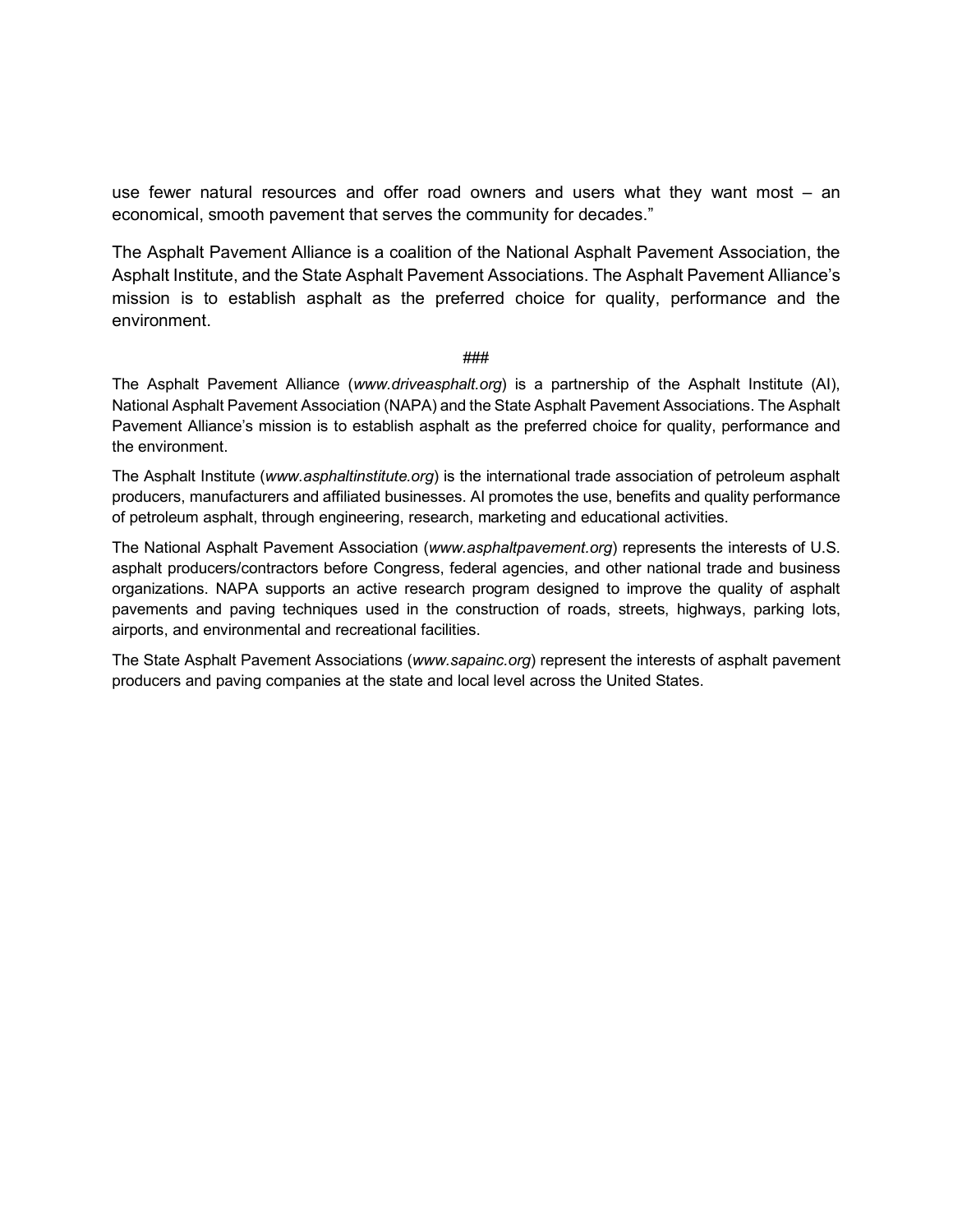use fewer natural resources and offer road owners and users what they want most – an economical, smooth pavement that serves the community for decades."

The Asphalt Pavement Alliance is a coalition of the National Asphalt Pavement Association, the Asphalt Institute, and the State Asphalt Pavement Associations. The Asphalt Pavement Alliance's mission is to establish asphalt as the preferred choice for quality, performance and the environment.

###

The Asphalt Pavement Alliance (*www.driveasphalt.org*) is a partnership of the Asphalt Institute (AI), National Asphalt Pavement Association (NAPA) and the State Asphalt Pavement Associations. The Asphalt Pavement Alliance's mission is to establish asphalt as the preferred choice for quality, performance and the environment.

The Asphalt Institute (*www.asphaltinstitute.org*) is the international trade association of petroleum asphalt producers, manufacturers and affiliated businesses. AI promotes the use, benefits and quality performance of petroleum asphalt, through engineering, research, marketing and educational activities.

The National Asphalt Pavement Association (*www.asphaltpavement.org*) represents the interests of U.S. asphalt producers/contractors before Congress, federal agencies, and other national trade and business organizations. NAPA supports an active research program designed to improve the quality of asphalt pavements and paving techniques used in the construction of roads, streets, highways, parking lots, airports, and environmental and recreational facilities.

The State Asphalt Pavement Associations (*www.sapainc.org*) represent the interests of asphalt pavement producers and paving companies at the state and local level across the United States.